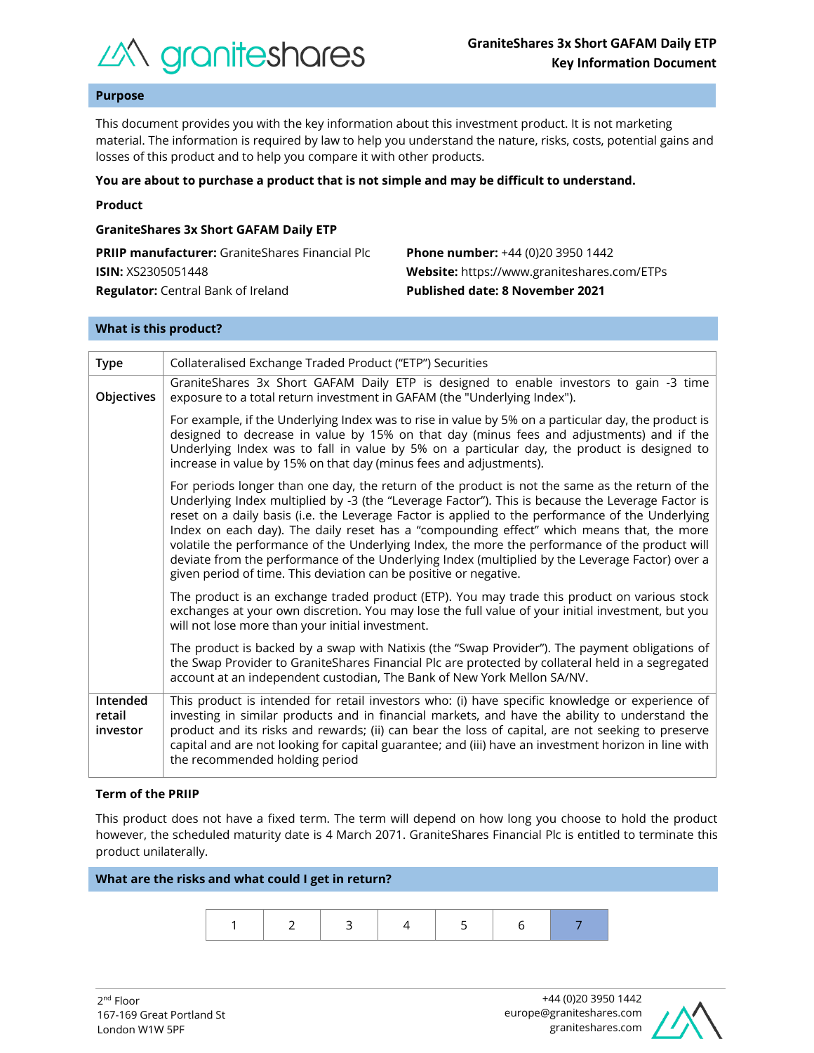# GraniteShares 3x Short GAFAM Daily ETP
## Key Information Document

## Purpose

This document provides you with the key information about this investment product. It is not marketing material. The information is required by law to help you understand the nature, risks, costs, potential gains and losses of this product and to help you compare it with other products.

**You are about to purchase a product that is not simple and may be difficult to understand.**

**Product**

**GraniteShares 3x Short GAFAM Daily ETP**

**PRIIP manufacturer:** GraniteShares Financial Plc
**ISIN:** XS2305051448
**Regulator:** Central Bank of Ireland

**Phone number:** +44 (0)20 3950 1442
**Website:** https://www.graniteshares.com/ETPs
**Published date: 8 November 2021**

## What is this product?

| | |
|---|---|
| **Type** | Collateralised Exchange Traded Product ("ETP") Securities |
| **Objectives** | GraniteShares 3x Short GAFAM Daily ETP is designed to enable investors to gain -3 time exposure to a total return investment in GAFAM (the "Underlying Index").<br><br>For example, if the Underlying Index was to rise in value by 5% on a particular day, the product is designed to decrease in value by 15% on that day (minus fees and adjustments) and if the Underlying Index was to fall in value by 5% on a particular day, the product is designed to increase in value by 15% on that day (minus fees and adjustments).<br><br>For periods longer than one day, the return of the product is not the same as the return of the Underlying Index multiplied by -3 (the "Leverage Factor"). This is because the Leverage Factor is reset on a daily basis (i.e. the Leverage Factor is applied to the performance of the Underlying Index on each day). The daily reset has a "compounding effect" which means that, the more volatile the performance of the Underlying Index, the more the performance of the product will deviate from the performance of the Underlying Index (multiplied by the Leverage Factor) over a given period of time. This deviation can be positive or negative.<br><br>The product is an exchange traded product (ETP). You may trade this product on various stock exchanges at your own discretion. You may lose the full value of your initial investment, but you will not lose more than your initial investment.<br><br>The product is backed by a swap with Natixis (the "Swap Provider"). The payment obligations of the Swap Provider to GraniteShares Financial Plc are protected by collateral held in a segregated account at an independent custodian, The Bank of New York Mellon SA/NV. |
| **Intended retail investor** | This product is intended for retail investors who: (i) have specific knowledge or experience of investing in similar products and in financial markets, and have the ability to understand the product and its risks and rewards; (ii) can bear the loss of capital, are not seeking to preserve capital and are not looking for capital guarantee; and (iii) have an investment horizon in line with the recommended holding period |

**Term of the PRIIP**

This product does not have a fixed term. The term will depend on how long you choose to hold the product however, the scheduled maturity date is 4 March 2071. GraniteShares Financial Plc is entitled to terminate this product unilaterally.

## What are the risks and what could I get in return?

| 1 | 2 | 3 | 4 | 5 | 6 | **7** |
|---|---|---|---|---|---|---|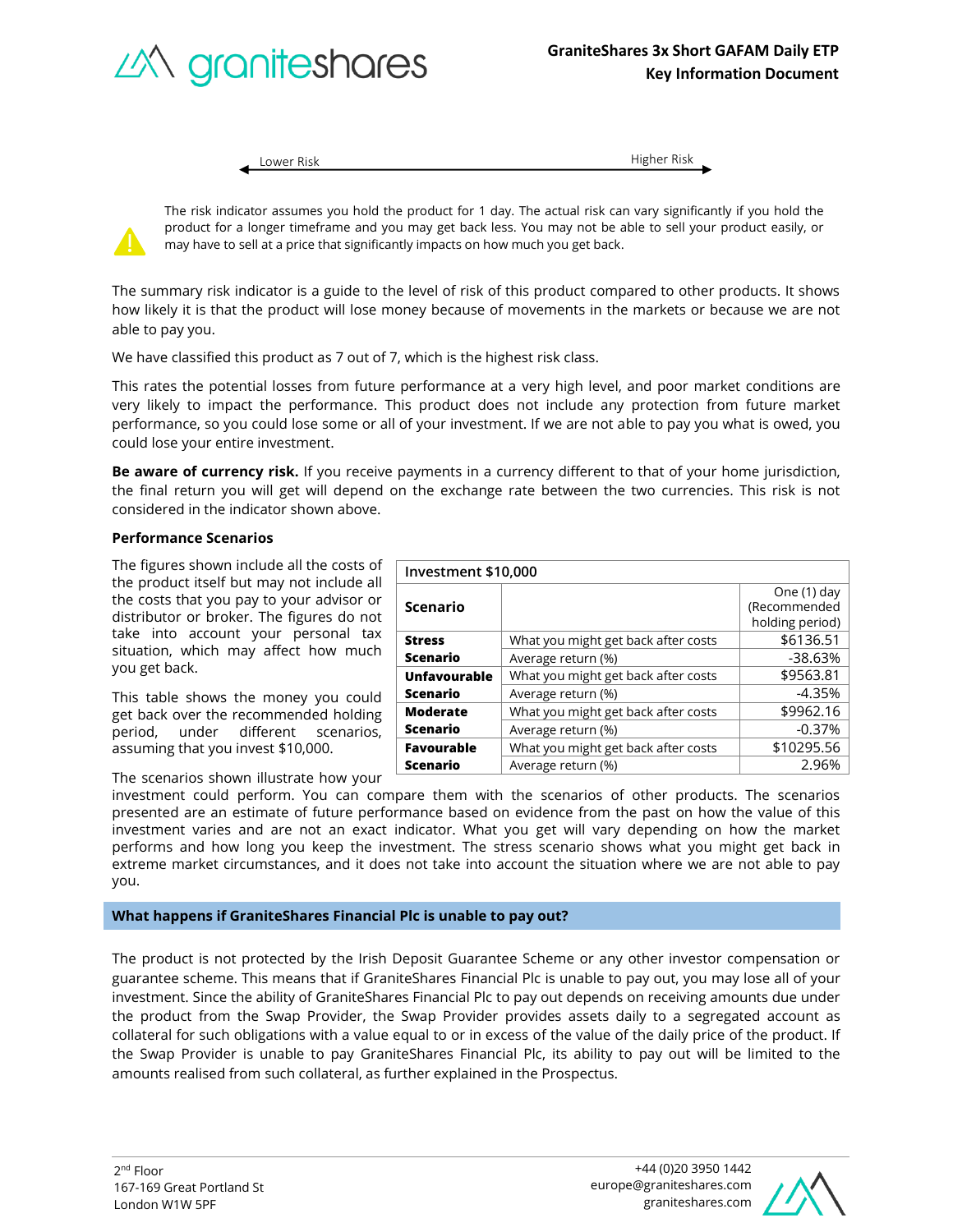Lower Risk — Higher Risk

The risk indicator assumes you hold the product for 1 day. The actual risk can vary significantly if you hold the product for a longer timeframe and you may get back less. You may not be able to sell your product easily, or may have to sell at a price that significantly impacts on how much you get back.

The summary risk indicator is a guide to the level of risk of this product compared to other products. It shows how likely it is that the product will lose money because of movements in the markets or because we are not able to pay you.

We have classified this product as 7 out of 7, which is the highest risk class.

This rates the potential losses from future performance at a very high level, and poor market conditions are very likely to impact the performance. This product does not include any protection from future market performance, so you could lose some or all of your investment. If we are not able to pay you what is owed, you could lose your entire investment.

**Be aware of currency risk.** If you receive payments in a currency different to that of your home jurisdiction, the final return you will get will depend on the exchange rate between the two currencies. This risk is not considered in the indicator shown above.

**Performance Scenarios**

The figures shown include all the costs of the product itself but may not include all the costs that you pay to your advisor or distributor or broker. The figures do not take into account your personal tax situation, which may affect how much you get back.

This table shows the money you could get back over the recommended holding period, under different scenarios, assuming that you invest $10,000.

| Investment $10,000 | | |
|---|---|---|
| **Scenario** | | One (1) day (Recommended holding period) |
| **Stress Scenario** | What you might get back after costs | $6136.51 |
| | Average return (%) | -38.63% |
| **Unfavourable Scenario** | What you might get back after costs | $9563.81 |
| | Average return (%) | -4.35% |
| **Moderate Scenario** | What you might get back after costs | $9962.16 |
| | Average return (%) | -0.37% |
| **Favourable Scenario** | What you might get back after costs | $10295.56 |
| | Average return (%) | 2.96% |

The scenarios shown illustrate how your investment could perform. You can compare them with the scenarios of other products. The scenarios presented are an estimate of future performance based on evidence from the past on how the value of this investment varies and are not an exact indicator. What you get will vary depending on how the market performs and how long you keep the investment. The stress scenario shows what you might get back in extreme market circumstances, and it does not take into account the situation where we are not able to pay you.

## What happens if GraniteShares Financial Plc is unable to pay out?

The product is not protected by the Irish Deposit Guarantee Scheme or any other investor compensation or guarantee scheme. This means that if GraniteShares Financial Plc is unable to pay out, you may lose all of your investment. Since the ability of GraniteShares Financial Plc to pay out depends on receiving amounts due under the product from the Swap Provider, the Swap Provider provides assets daily to a segregated account as collateral for such obligations with a value equal to or in excess of the value of the daily price of the product. If the Swap Provider is unable to pay GraniteShares Financial Plc, its ability to pay out will be limited to the amounts realised from such collateral, as further explained in the Prospectus.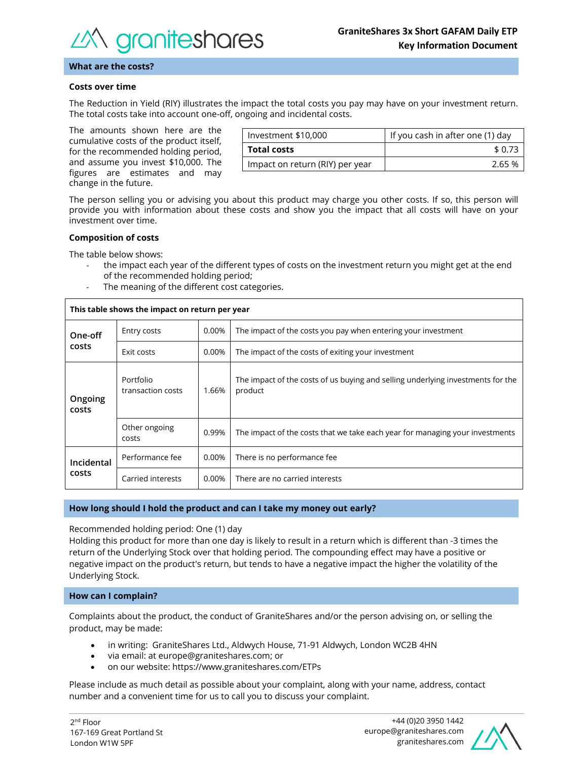## What are the costs?

### Costs over time

The Reduction in Yield (RIY) illustrates the impact the total costs you pay may have on your investment return. The total costs take into account one-off, ongoing and incidental costs.

The amounts shown here are the cumulative costs of the product itself, for the recommended holding period, and assume you invest $10,000. The figures are estimates and may change in the future.

| Investment $10,000 | If you cash in after one (1) day |
|---|---|
| **Total costs** | $ 0.73 |
| Impact on return (RIY) per year | 2.65 % |

The person selling you or advising you about this product may charge you other costs. If so, this person will provide you with information about these costs and show you the impact that all costs will have on your investment over time.

### Composition of costs

The table below shows:

- the impact each year of the different types of costs on the investment return you might get at the end of the recommended holding period;
- The meaning of the different cost categories.

| This table shows the impact on return per year | | | |
|---|---|---|---|
| One-off costs | Entry costs | 0.00% | The impact of the costs you pay when entering your investment |
| | Exit costs | 0.00% | The impact of the costs of exiting your investment |
| Ongoing costs | Portfolio transaction costs | 1.66% | The impact of the costs of us buying and selling underlying investments for the product |
| | Other ongoing costs | 0.99% | The impact of the costs that we take each year for managing your investments |
| Incidental costs | Performance fee | 0.00% | There is no performance fee |
| | Carried interests | 0.00% | There are no carried interests |

## How long should I hold the product and can I take my money out early?

Recommended holding period: One (1) day
Holding this product for more than one day is likely to result in a return which is different than -3 times the return of the Underlying Stock over that holding period. The compounding effect may have a positive or negative impact on the product's return, but tends to have a negative impact the higher the volatility of the Underlying Stock.

## How can I complain?

Complaints about the product, the conduct of GraniteShares and/or the person advising on, or selling the product, may be made:

- in writing: GraniteShares Ltd., Aldwych House, 71-91 Aldwych, London WC2B 4HN
- via email: at europe@graniteshares.com; or
- on our website: https://www.graniteshares.com/ETPs

Please include as much detail as possible about your complaint, along with your name, address, contact number and a convenient time for us to call you to discuss your complaint.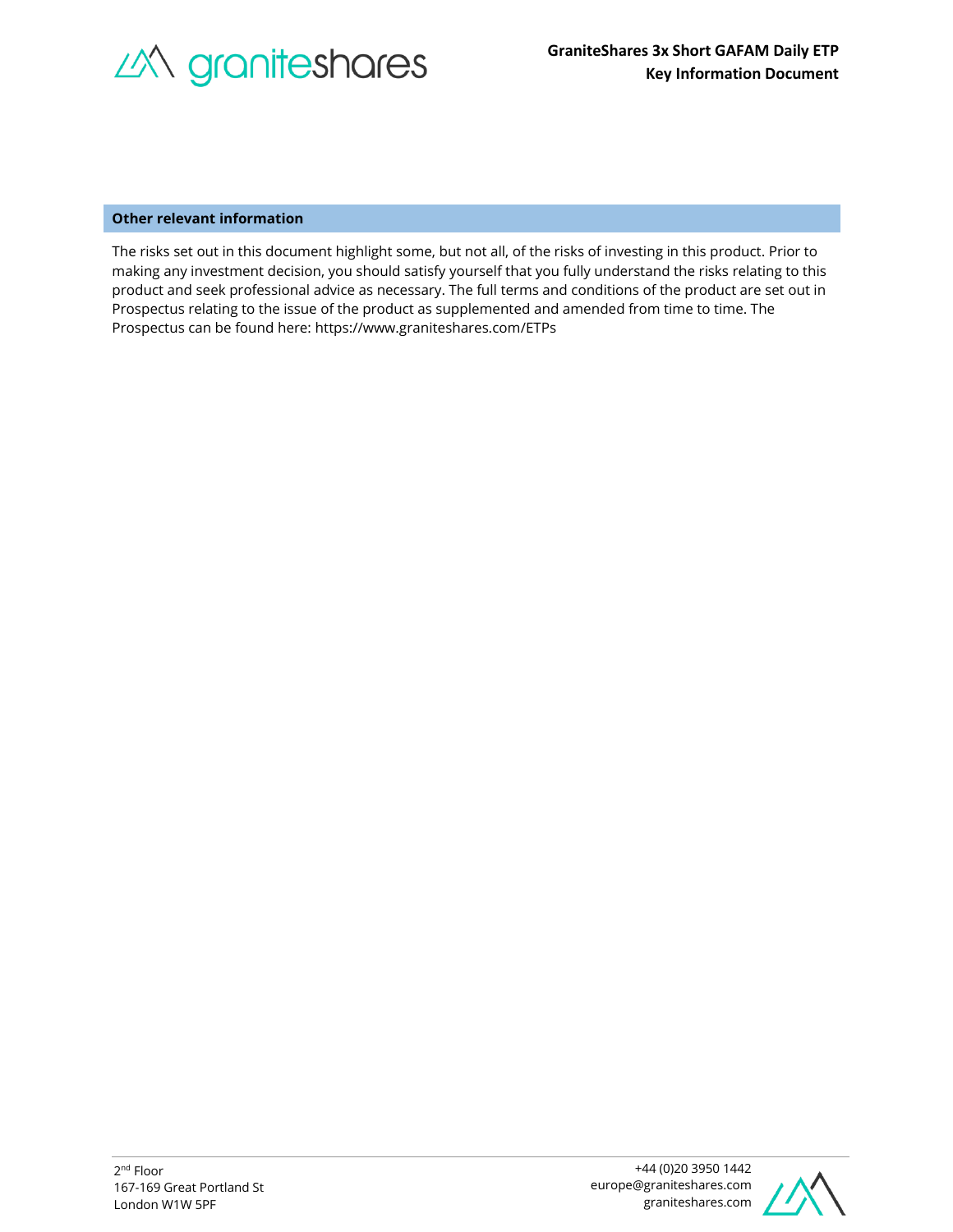## Other relevant information

The risks set out in this document highlight some, but not all, of the risks of investing in this product. Prior to making any investment decision, you should satisfy yourself that you fully understand the risks relating to this product and seek professional advice as necessary. The full terms and conditions of the product are set out in Prospectus relating to the issue of the product as supplemented and amended from time to time. The Prospectus can be found here: https://www.graniteshares.com/ETPs